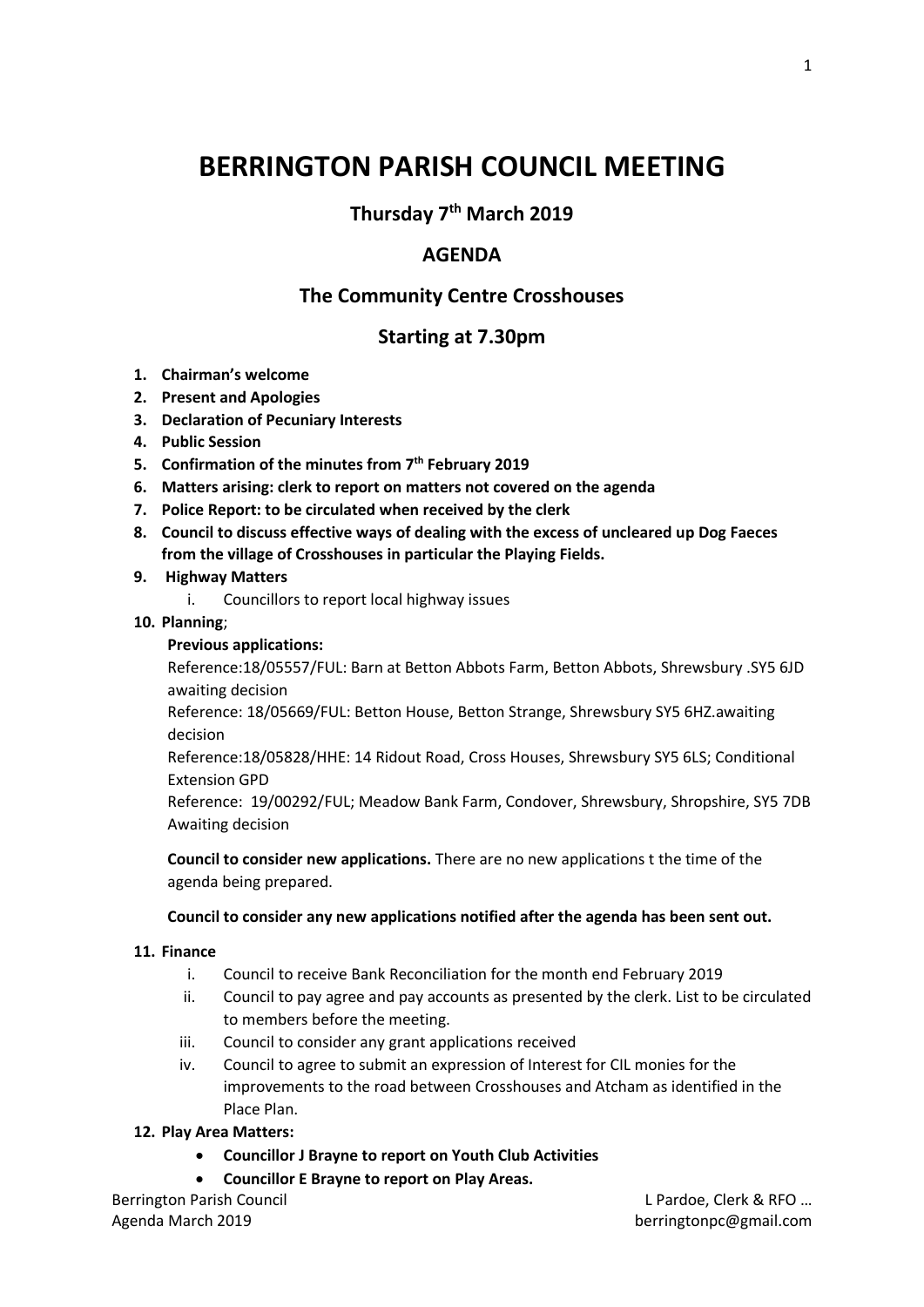# BERRINGTON PARISH COUNCIL MEETING

## Thursday 7th March 2019

## AGENDA

## The Community Centre Crosshouses

## Starting at 7.30pm

1. **Chairman's welcome**
2. **Present and Apologies**
3. **Declaration of Pecuniary Interests**
4. **Public Session**
5. **Confirmation of the minutes from 7th February 2019**
6. **Matters arising: clerk to report on matters not covered on the agenda**
7. **Police Report: to be circulated when received by the clerk**
8. **Council to discuss effective ways of dealing with the excess of uncleared up Dog Faeces from the village of Crosshouses in particular the Playing Fields.**
9. **Highway Matters**
   i. Councillors to report local highway issues
10. **Planning**;

    **Previous applications:**

    Reference:18/05557/FUL: Barn at Betton Abbots Farm, Betton Abbots, Shrewsbury .SY5 6JD awaiting decision

    Reference: 18/05669/FUL: Betton House, Betton Strange, Shrewsbury SY5 6HZ.awaiting decision

    Reference:18/05828/HHE: 14 Ridout Road, Cross Houses, Shrewsbury SY5 6LS; Conditional Extension GPD

    Reference: 19/00292/FUL; Meadow Bank Farm, Condover, Shrewsbury, Shropshire, SY5 7DB Awaiting decision

    **Council to consider new applications.** There are no new applications t the time of the agenda being prepared.

    **Council to consider any new applications notified after the agenda has been sent out.**

11. **Finance**
    i. Council to receive Bank Reconciliation for the month end February 2019
    ii. Council to pay agree and pay accounts as presented by the clerk. List to be circulated to members before the meeting.
    iii. Council to consider any grant applications received
    iv. Council to agree to submit an expression of Interest for CIL monies for the improvements to the road between Crosshouses and Atcham as identified in the Place Plan.
12. **Play Area Matters:**
    - **Councillor J Brayne to report on Youth Club Activities**
    - **Councillor E Brayne to report on Play Areas.**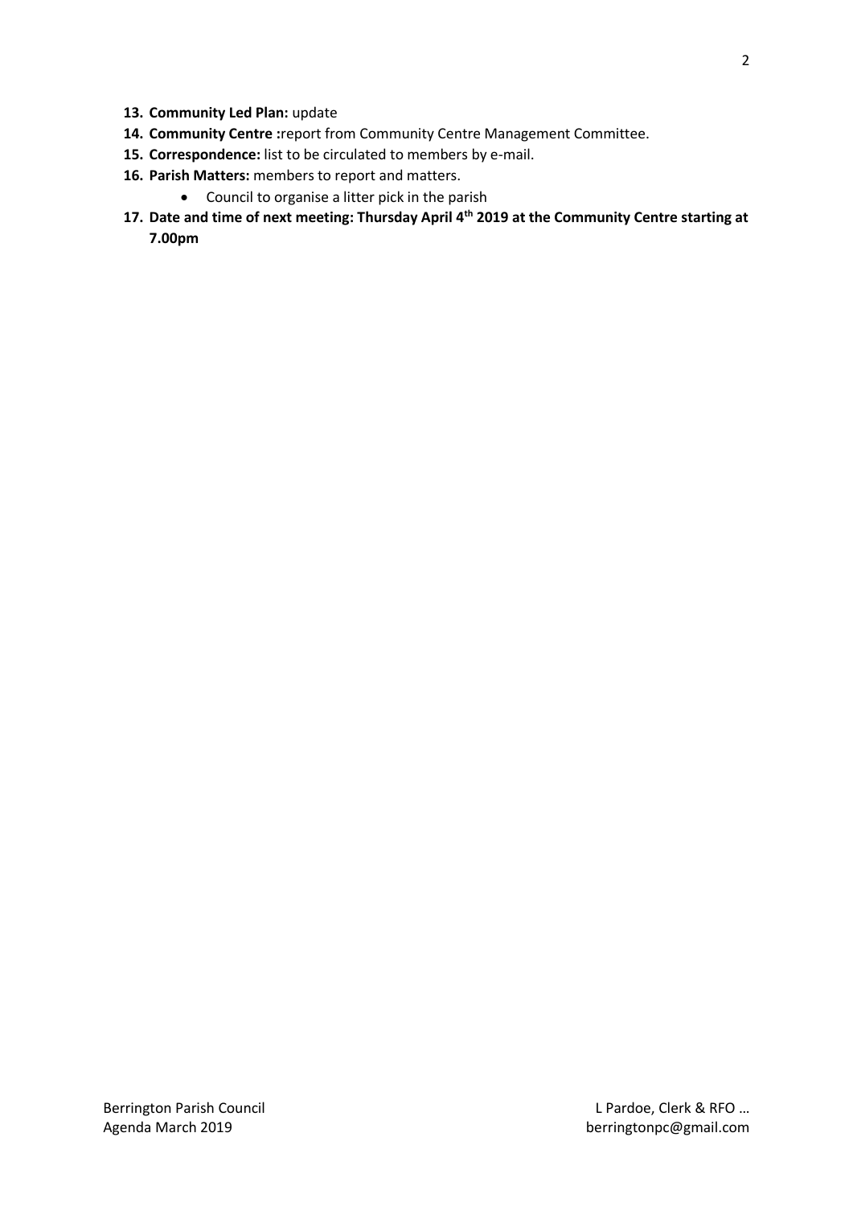13. **Community Led Plan:** update
14. **Community Centre :**report from Community Centre Management Committee.
15. **Correspondence:** list to be circulated to members by e-mail.
16. **Parish Matters:** members to report and matters.
    - Council to organise a litter pick in the parish
17. **Date and time of next meeting: Thursday April 4th 2019 at the Community Centre starting at 7.00pm**